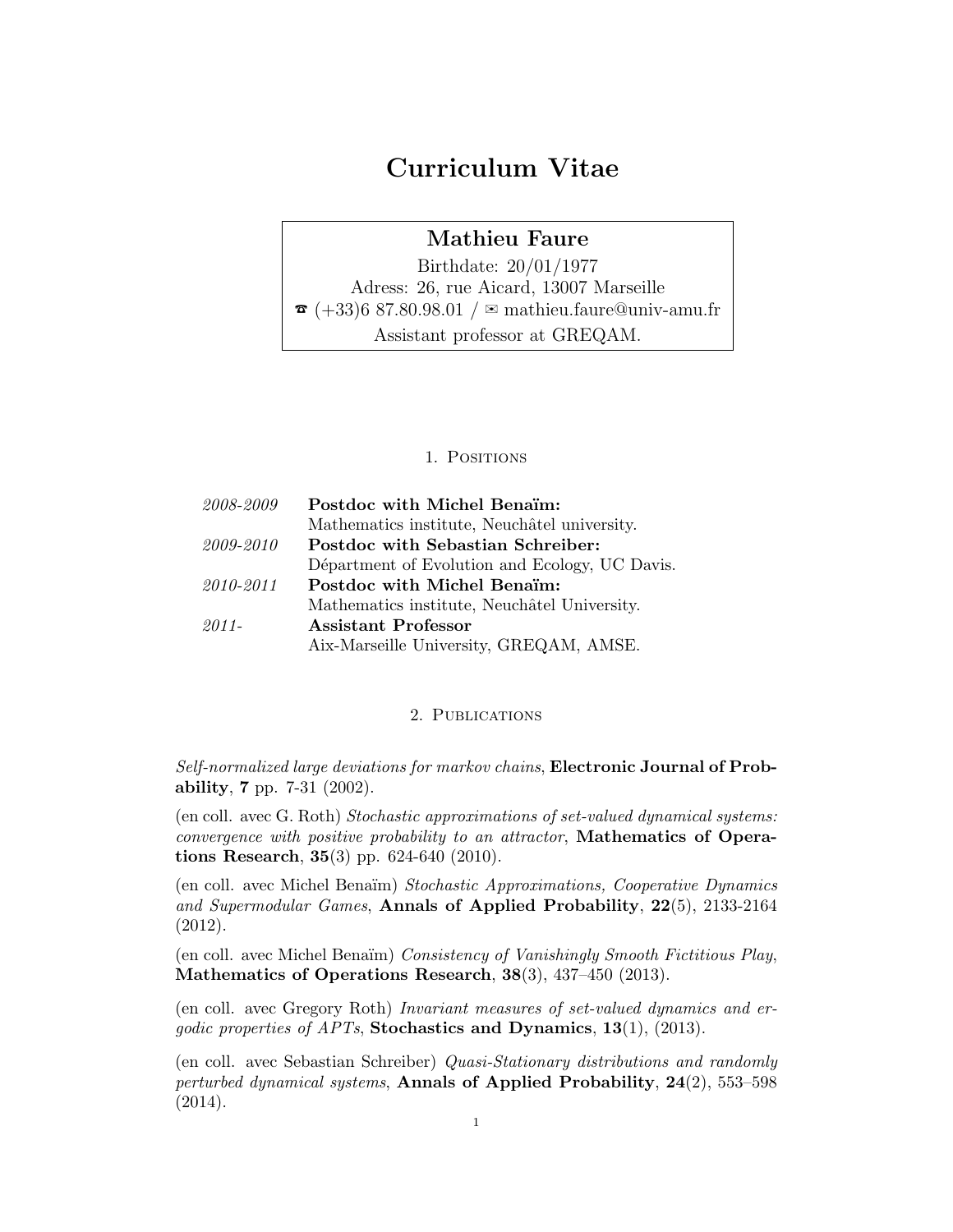# Curriculum Vitae

**Mathieu Faure**

Birthdate: 20/01/1977

Adress: 26, rue Aicard, 13007 Marseille

☎ (+33)6 87.80.98.01 / ✉ mathieu.faure@univ-amu.fr

Assistant professor at GREQAM.

## 1. Positions

| | |
|---|---|
| *2008-2009* | **Postdoc with Michel Benaïm:** Mathematics institute, Neuchâtel university. |
| *2009-2010* | **Postdoc with Sebastian Schreiber:** Départment of Evolution and Ecology, UC Davis. |
| *2010-2011* | **Postdoc with Michel Benaïm:** Mathematics institute, Neuchâtel University. |
| *2011-* | **Assistant Professor** Aix-Marseille University, GREQAM, AMSE. |

## 2. Publications

*Self-normalized large deviations for markov chains*, **Electronic Journal of Probability**, **7** pp. 7-31 (2002).

(en coll. avec G. Roth) *Stochastic approximations of set-valued dynamical systems: convergence with positive probability to an attractor*, **Mathematics of Operations Research**, **35**(3) pp. 624-640 (2010).

(en coll. avec Michel Benaïm) *Stochastic Approximations, Cooperative Dynamics and Supermodular Games*, **Annals of Applied Probability**, **22**(5), 2133-2164 (2012).

(en coll. avec Michel Benaïm) *Consistency of Vanishingly Smooth Fictitious Play*, **Mathematics of Operations Research**, **38**(3), 437–450 (2013).

(en coll. avec Gregory Roth) *Invariant measures of set-valued dynamics and ergodic properties of APTs*, **Stochastics and Dynamics**, **13**(1), (2013).

(en coll. avec Sebastian Schreiber) *Quasi-Stationary distributions and randomly perturbed dynamical systems*, **Annals of Applied Probability**, **24**(2), 553–598 (2014).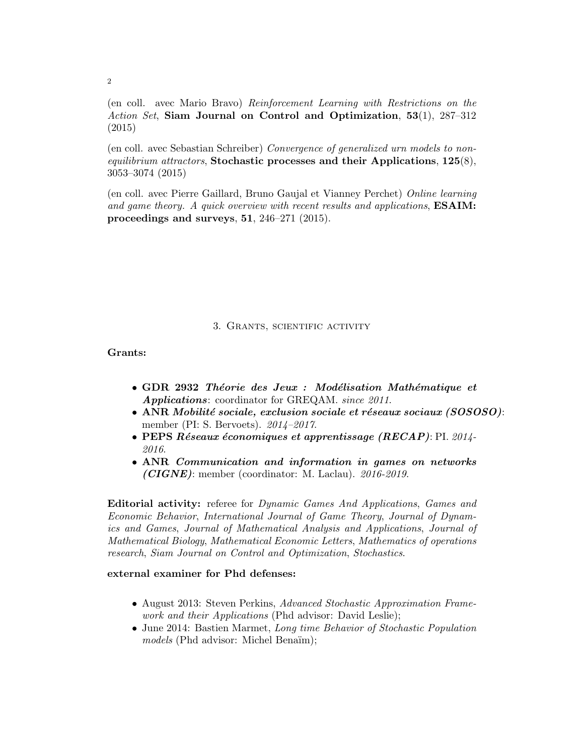(en coll. avec Mario Bravo) *Reinforcement Learning with Restrictions on the Action Set*, **Siam Journal on Control and Optimization**, **53**(1), 287–312 (2015)

(en coll. avec Sebastian Schreiber) *Convergence of generalized urn models to non-equilibrium attractors*, **Stochastic processes and their Applications**, **125**(8), 3053–3074 (2015)

(en coll. avec Pierre Gaillard, Bruno Gaujal et Vianney Perchet) *Online learning and game theory. A quick overview with recent results and applications*, **ESAIM: proceedings and surveys**, **51**, 246–271 (2015).

## 3. Grants, scientific activity

**Grants:**

- **GDR 2932** ***Théorie des Jeux : Modélisation Mathématique et Applications***: coordinator for GREQAM. *since 2011.*
- **ANR** ***Mobilité sociale, exclusion sociale et réseaux sociaux (SOSOSO)***: member (PI: S. Bervoets). *2014–2017.*
- **PEPS** ***Réseaux économiques et apprentissage (RECAP)***: PI. *2014-2016.*
- **ANR** ***Communication and information in games on networks (CIGNE)***: member (coordinator: M. Laclau). *2016-2019.*

**Editorial activity:** referee for *Dynamic Games And Applications*, *Games and Economic Behavior*, *International Journal of Game Theory*, *Journal of Dynamics and Games*, *Journal of Mathematical Analysis and Applications*, *Journal of Mathematical Biology*, *Mathematical Economic Letters*, *Mathematics of operations research*, *Siam Journal on Control and Optimization*, *Stochastics*.

**external examiner for Phd defenses:**

- August 2013: Steven Perkins, *Advanced Stochastic Approximation Framework and their Applications* (Phd advisor: David Leslie);
- June 2014: Bastien Marmet, *Long time Behavior of Stochastic Population models* (Phd advisor: Michel Benaïm);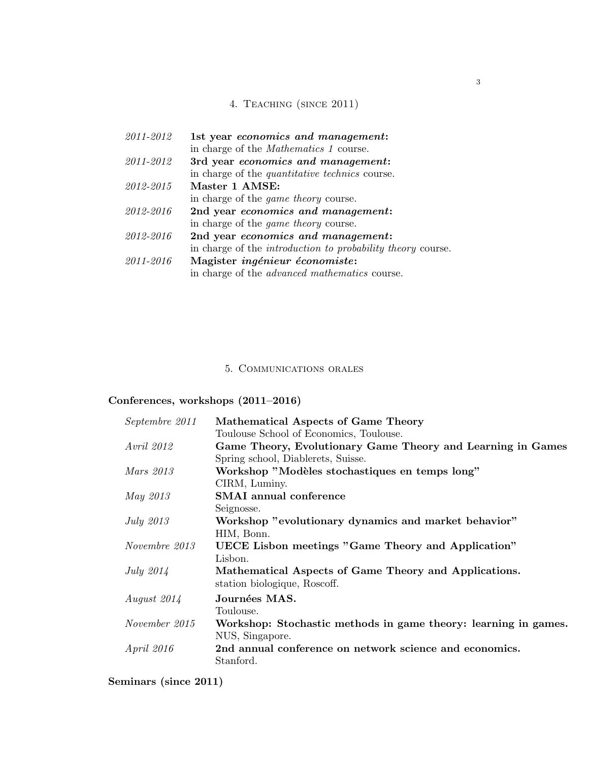## 4. Teaching (since 2011)

| | |
|---|---|
| *2011-2012* | **1st year *economics and management*:** in charge of the *Mathematics 1* course. |
| *2011-2012* | **3rd year *economics and management*:** in charge of the *quantitative technics* course. |
| *2012-2015* | **Master 1 AMSE:** in charge of the *game theory* course. |
| *2012-2016* | **2nd year *economics and management*:** in charge of the *game theory* course. |
| *2012-2016* | **2nd year *economics and management*:** in charge of the *introduction to probability theory* course. |
| *2011-2016* | **Magister *ingénieur économiste*:** in charge of the *advanced mathematics* course. |

## 5. Communications orales

### Conferences, workshops (2011–2016)

| | |
|---|---|
| *Septembre 2011* | **Mathematical Aspects of Game Theory** Toulouse School of Economics, Toulouse. |
| *Avril 2012* | **Game Theory, Evolutionary Game Theory and Learning in Games** Spring school, Diablerets, Suisse. |
| *Mars 2013* | **Workshop "Modèles stochastiques en temps long"** CIRM, Luminy. |
| *May 2013* | **SMAI annual conference** Seignosse. |
| *July 2013* | **Workshop "evolutionary dynamics and market behavior"** HIM, Bonn. |
| *Novembre 2013* | **UECE Lisbon meetings "Game Theory and Application"** Lisbon. |
| *July 2014* | **Mathematical Aspects of Game Theory and Applications.** station biologique, Roscoff. |
| *August 2014* | **Journées MAS.** Toulouse. |
| *November 2015* | **Workshop: Stochastic methods in game theory: learning in games.** NUS, Singapore. |
| *April 2016* | **2nd annual conference on network science and economics.** Stanford. |

### Seminars (since 2011)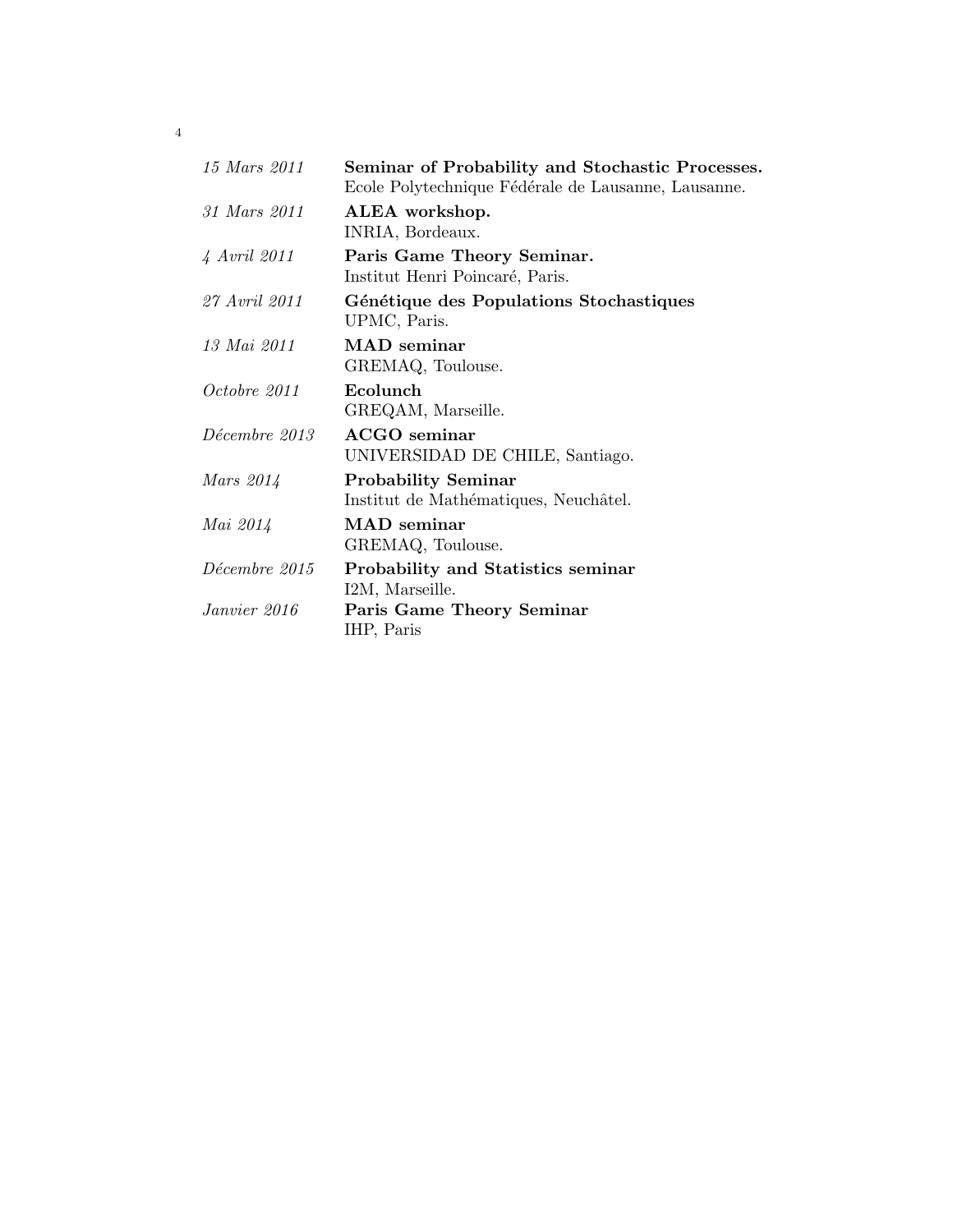*15 Mars 2011* **Seminar of Probability and Stochastic Processes.**
Ecole Polytechnique Fédérale de Lausanne, Lausanne.

*31 Mars 2011* **ALEA workshop.**
INRIA, Bordeaux.

*4 Avril 2011* **Paris Game Theory Seminar.**
Institut Henri Poincaré, Paris.

*27 Avril 2011* **Génétique des Populations Stochastiques**
UPMC, Paris.

*13 Mai 2011* **MAD seminar**
GREMAQ, Toulouse.

*Octobre 2011* **Ecolunch**
GREQAM, Marseille.

*Décembre 2013* **ACGO seminar**
UNIVERSIDAD DE CHILE, Santiago.

*Mars 2014* **Probability Seminar**
Institut de Mathématiques, Neuchâtel.

*Mai 2014* **MAD seminar**
GREMAQ, Toulouse.

*Décembre 2015* **Probability and Statistics seminar**
I2M, Marseille.

*Janvier 2016* **Paris Game Theory Seminar**
IHP, Paris